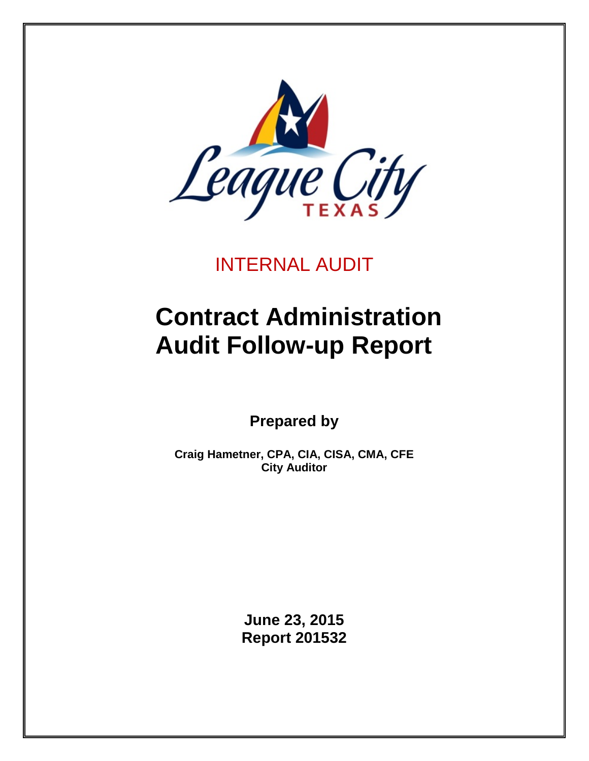League City
TEXAS

INTERNAL AUDIT

# Contract Administration Audit Follow-up Report

**Prepared by**

**Craig Hametner, CPA, CIA, CISA, CMA, CFE**
**City Auditor**

**June 23, 2015**
**Report 201532**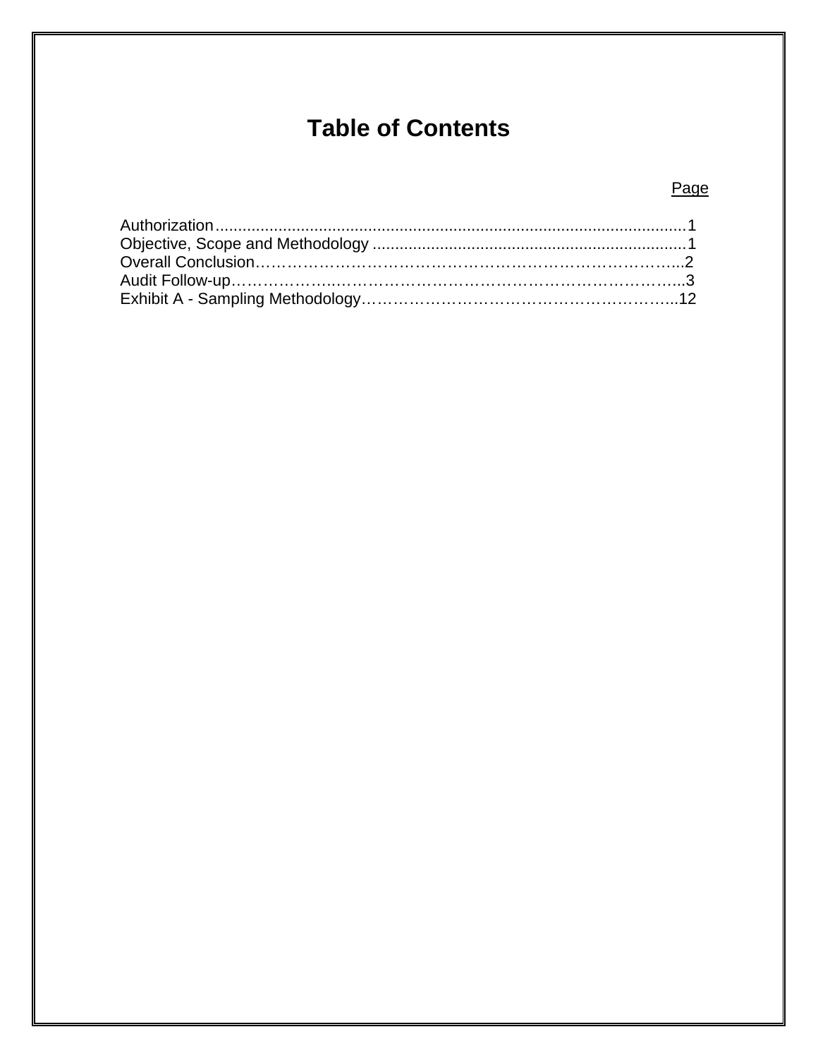# Table of Contents

| | Page |
|---|---|
| Authorization | 1 |
| Objective, Scope and Methodology | 1 |
| Overall Conclusion | 2 |
| Audit Follow-up | 3 |
| Exhibit A - Sampling Methodology | 12 |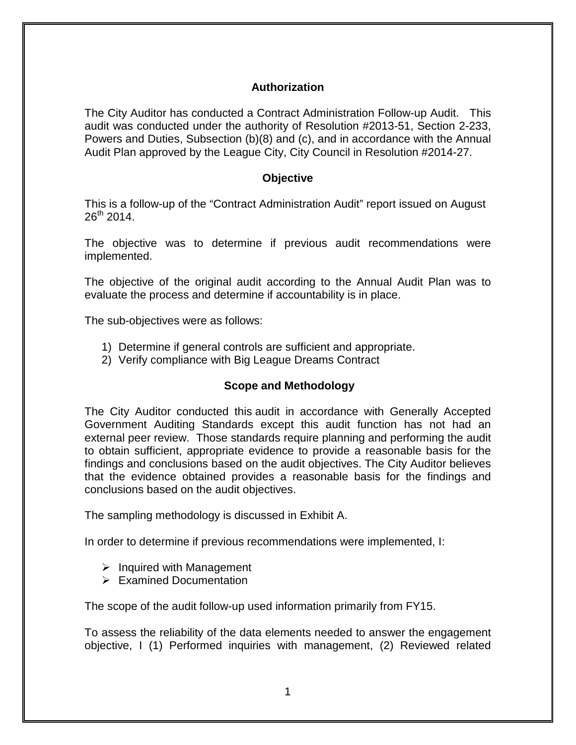## Authorization

The City Auditor has conducted a Contract Administration Follow-up Audit. This audit was conducted under the authority of Resolution #2013-51, Section 2-233, Powers and Duties, Subsection (b)(8) and (c), and in accordance with the Annual Audit Plan approved by the League City, City Council in Resolution #2014-27.

## Objective

This is a follow-up of the "Contract Administration Audit" report issued on August 26th 2014.

The objective was to determine if previous audit recommendations were implemented.

The objective of the original audit according to the Annual Audit Plan was to evaluate the process and determine if accountability is in place.

The sub-objectives were as follows:

1) Determine if general controls are sufficient and appropriate.
2) Verify compliance with Big League Dreams Contract

## Scope and Methodology

The City Auditor conducted this audit in accordance with Generally Accepted Government Auditing Standards except this audit function has not had an external peer review. Those standards require planning and performing the audit to obtain sufficient, appropriate evidence to provide a reasonable basis for the findings and conclusions based on the audit objectives. The City Auditor believes that the evidence obtained provides a reasonable basis for the findings and conclusions based on the audit objectives.

The sampling methodology is discussed in Exhibit A.

In order to determine if previous recommendations were implemented, I:

- Inquired with Management
- Examined Documentation

The scope of the audit follow-up used information primarily from FY15.

To assess the reliability of the data elements needed to answer the engagement objective, I (1) Performed inquiries with management, (2) Reviewed related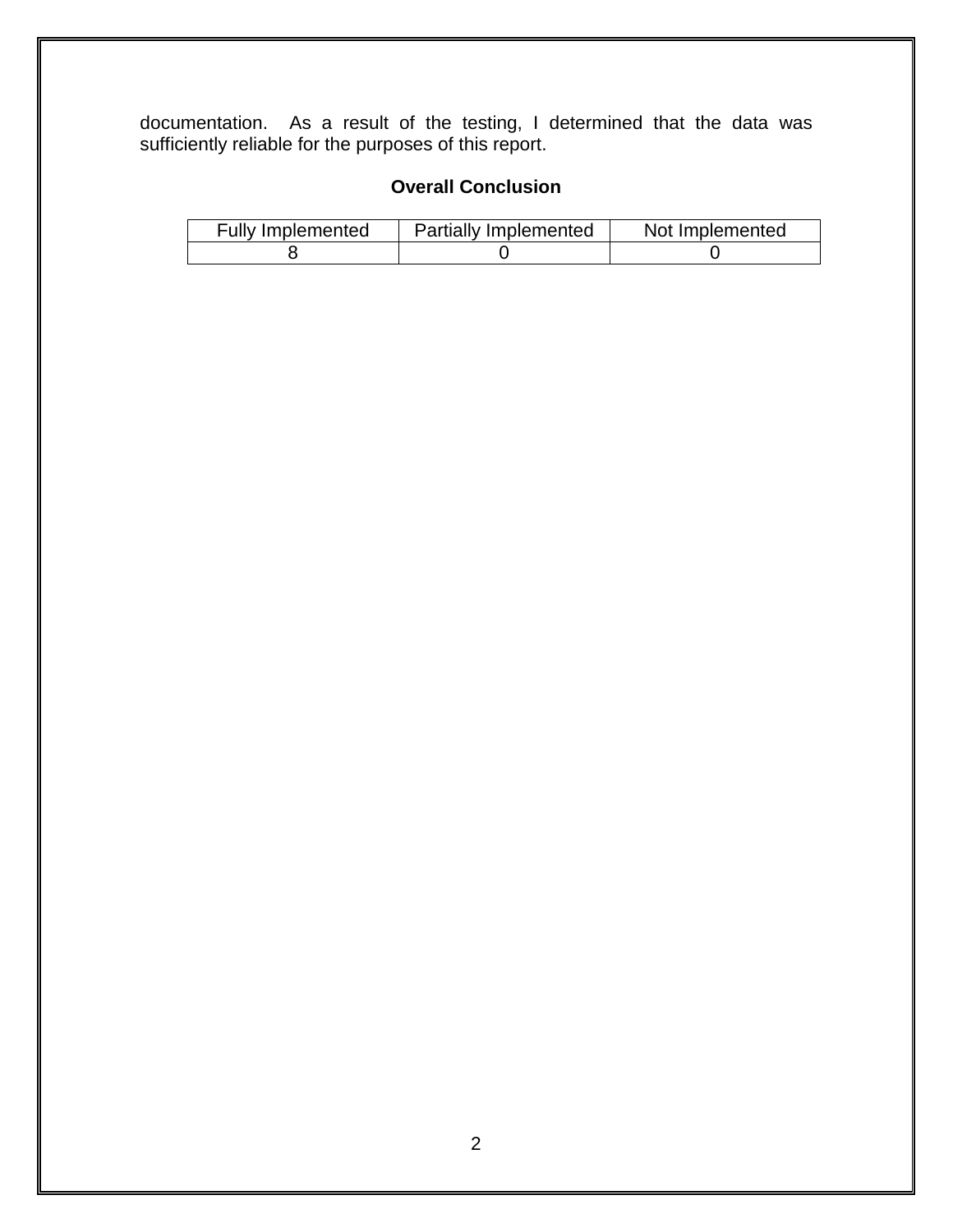documentation. As a result of the testing, I determined that the data was sufficiently reliable for the purposes of this report.

### Overall Conclusion

| Fully Implemented | Partially Implemented | Not Implemented |
|---|---|---|
| 8 | 0 | 0 |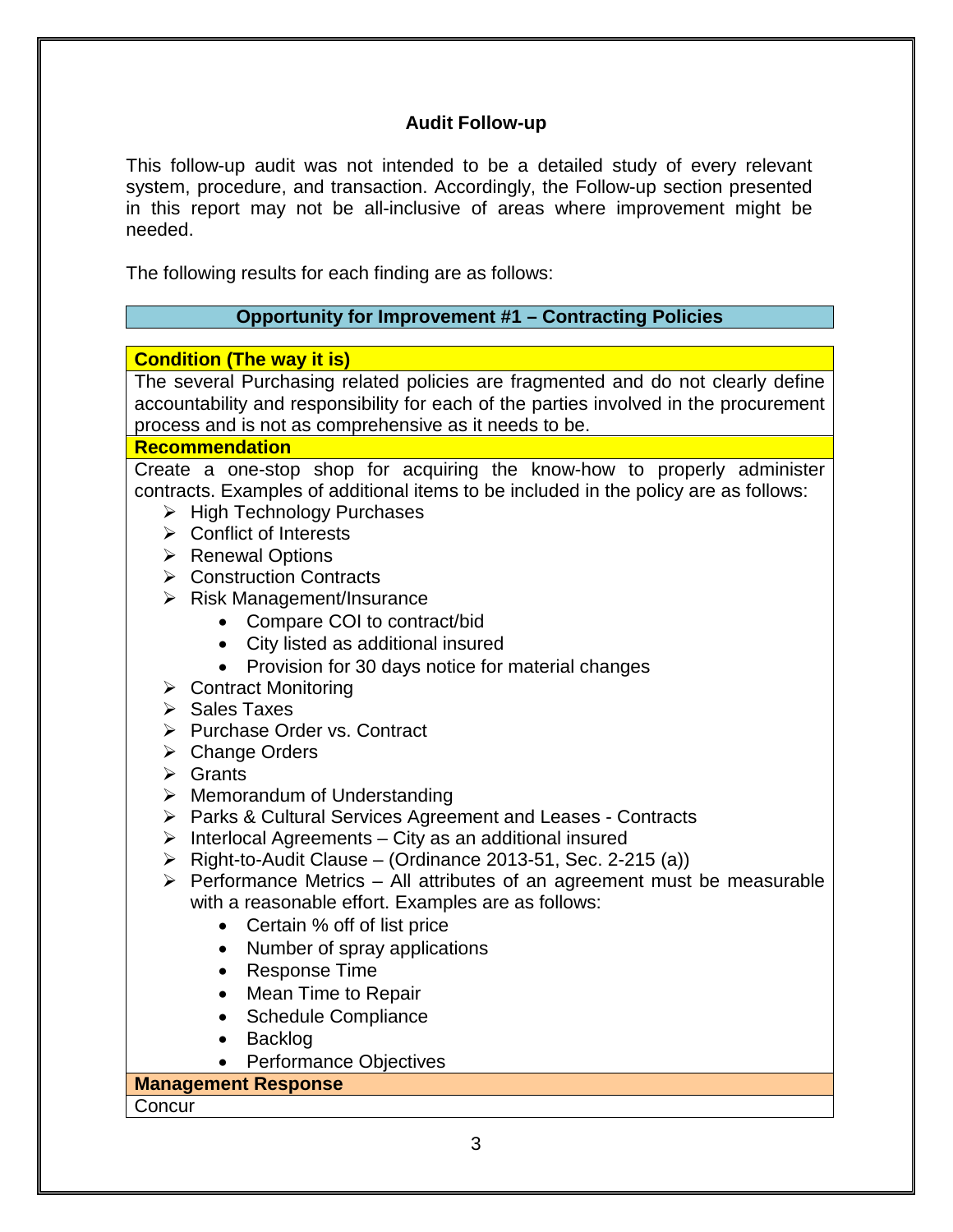## Audit Follow-up

This follow-up audit was not intended to be a detailed study of every relevant system, procedure, and transaction. Accordingly, the Follow-up section presented in this report may not be all-inclusive of areas where improvement might be needed.

The following results for each finding are as follows:

### Opportunity for Improvement #1 – Contracting Policies

**Condition (The way it is)**

The several Purchasing related policies are fragmented and do not clearly define accountability and responsibility for each of the parties involved in the procurement process and is not as comprehensive as it needs to be.

**Recommendation**

Create a one-stop shop for acquiring the know-how to properly administer contracts. Examples of additional items to be included in the policy are as follows:

- High Technology Purchases
- Conflict of Interests
- Renewal Options
- Construction Contracts
- Risk Management/Insurance
  - Compare COI to contract/bid
  - City listed as additional insured
  - Provision for 30 days notice for material changes
- Contract Monitoring
- Sales Taxes
- Purchase Order vs. Contract
- Change Orders
- Grants
- Memorandum of Understanding
- Parks & Cultural Services Agreement and Leases - Contracts
- Interlocal Agreements – City as an additional insured
- Right-to-Audit Clause – (Ordinance 2013-51, Sec. 2-215 (a))
- Performance Metrics – All attributes of an agreement must be measurable with a reasonable effort. Examples are as follows:
  - Certain % off of list price
  - Number of spray applications
  - Response Time
  - Mean Time to Repair
  - Schedule Compliance
  - Backlog
  - Performance Objectives

**Management Response**

Concur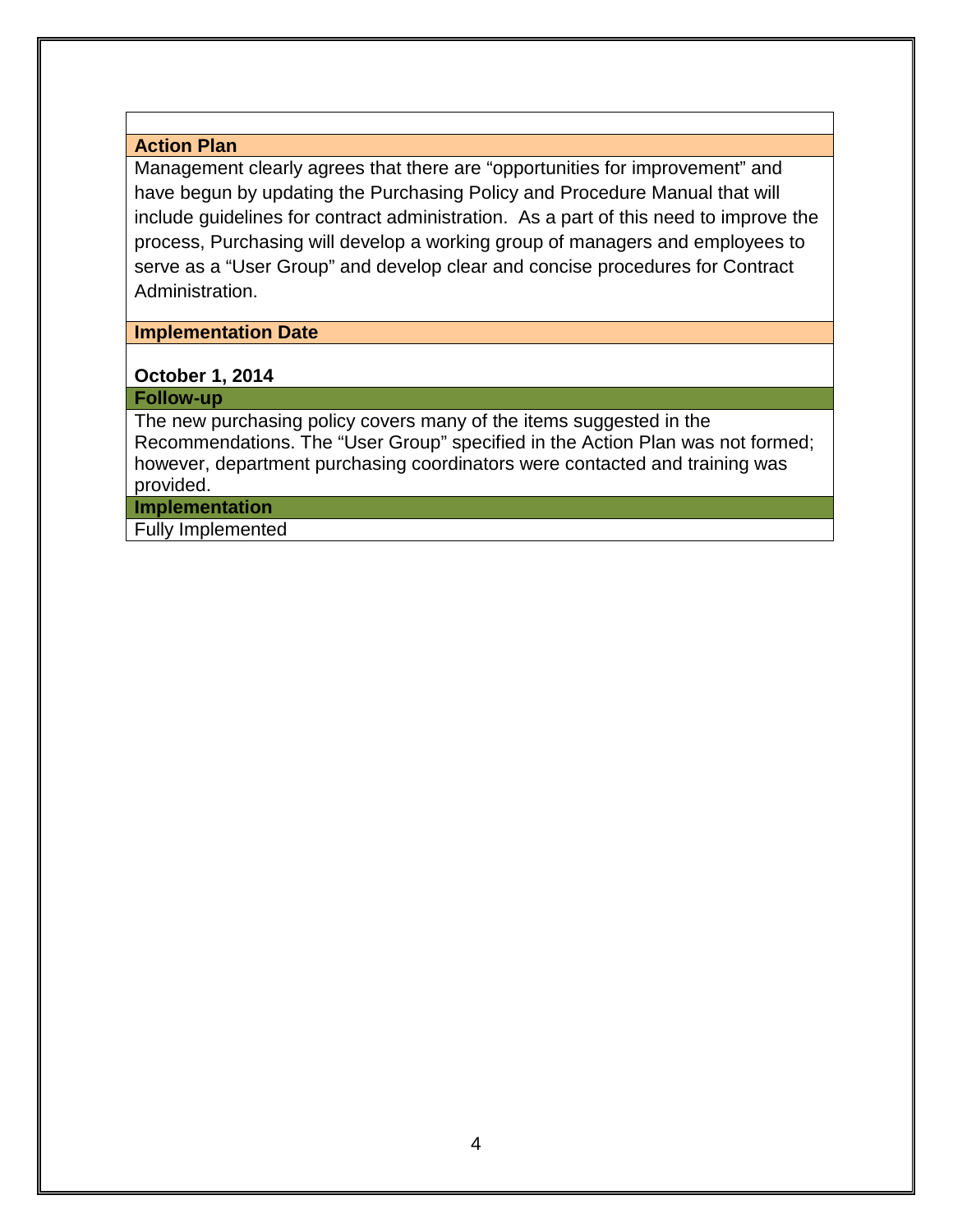**Action Plan**

Management clearly agrees that there are “opportunities for improvement” and have begun by updating the Purchasing Policy and Procedure Manual that will include guidelines for contract administration. As a part of this need to improve the process, Purchasing will develop a working group of managers and employees to serve as a “User Group” and develop clear and concise procedures for Contract Administration.

**Implementation Date**

**October 1, 2014**

**Follow-up**

The new purchasing policy covers many of the items suggested in the Recommendations. The “User Group” specified in the Action Plan was not formed; however, department purchasing coordinators were contacted and training was provided.

**Implementation**

Fully Implemented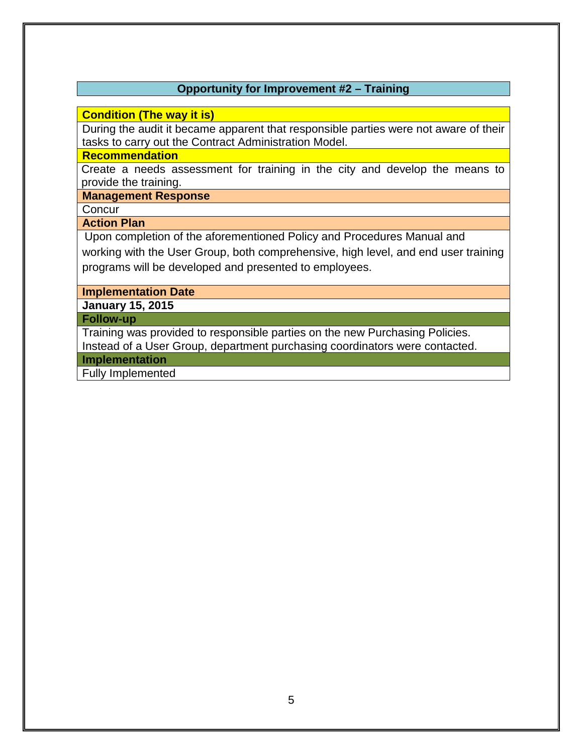## Opportunity for Improvement #2 – Training

**Condition (The way it is)**

During the audit it became apparent that responsible parties were not aware of their tasks to carry out the Contract Administration Model.

**Recommendation**

Create a needs assessment for training in the city and develop the means to provide the training.

**Management Response**

Concur

**Action Plan**

Upon completion of the aforementioned Policy and Procedures Manual and working with the User Group, both comprehensive, high level, and end user training programs will be developed and presented to employees.

**Implementation Date**

**January 15, 2015**

**Follow-up**

Training was provided to responsible parties on the new Purchasing Policies. Instead of a User Group, department purchasing coordinators were contacted.

**Implementation**

Fully Implemented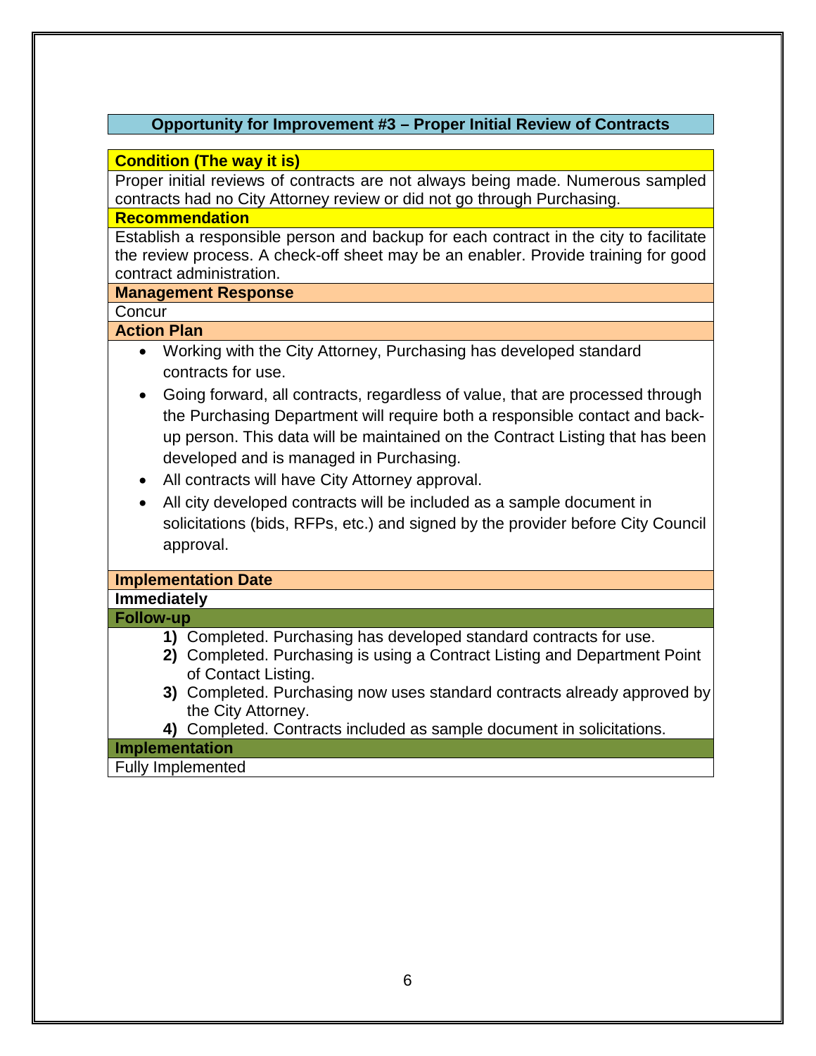## Opportunity for Improvement #3 – Proper Initial Review of Contracts

**Condition (The way it is)**

Proper initial reviews of contracts are not always being made. Numerous sampled contracts had no City Attorney review or did not go through Purchasing.

**Recommendation**

Establish a responsible person and backup for each contract in the city to facilitate the review process. A check-off sheet may be an enabler. Provide training for good contract administration.

**Management Response**

Concur

**Action Plan**

- Working with the City Attorney, Purchasing has developed standard contracts for use.
- Going forward, all contracts, regardless of value, that are processed through the Purchasing Department will require both a responsible contact and back-up person. This data will be maintained on the Contract Listing that has been developed and is managed in Purchasing.
- All contracts will have City Attorney approval.
- All city developed contracts will be included as a sample document in solicitations (bids, RFPs, etc.) and signed by the provider before City Council approval.

**Implementation Date**

**Immediately**

**Follow-up**

1) Completed. Purchasing has developed standard contracts for use.
2) Completed. Purchasing is using a Contract Listing and Department Point of Contact Listing.
3) Completed. Purchasing now uses standard contracts already approved by the City Attorney.
4) Completed. Contracts included as sample document in solicitations.

**Implementation**

Fully Implemented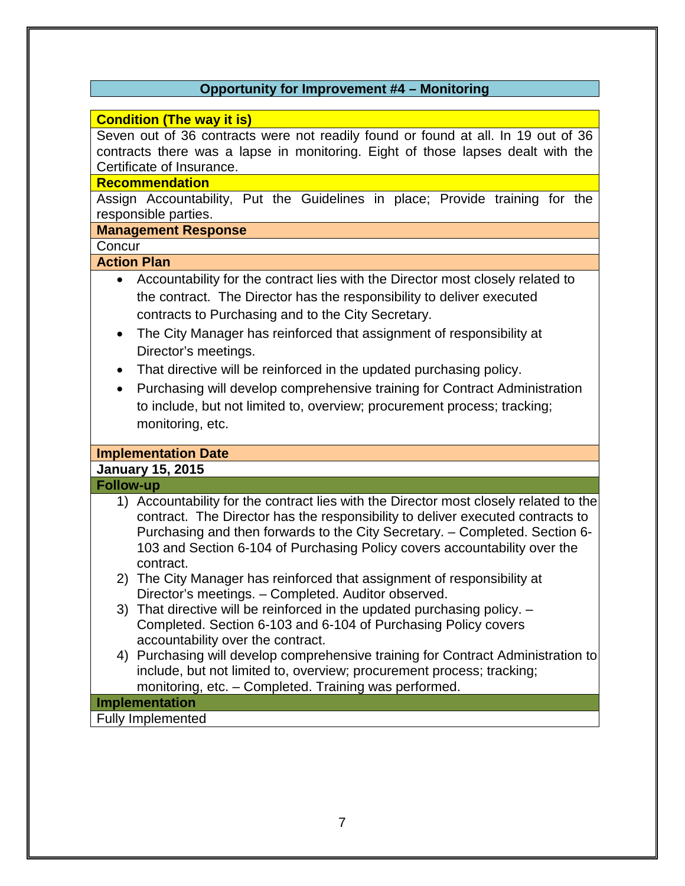## Opportunity for Improvement #4 – Monitoring

**Condition (The way it is)**

Seven out of 36 contracts were not readily found or found at all. In 19 out of 36 contracts there was a lapse in monitoring. Eight of those lapses dealt with the Certificate of Insurance.

**Recommendation**

Assign Accountability, Put the Guidelines in place; Provide training for the responsible parties.

**Management Response**

Concur

**Action Plan**

- Accountability for the contract lies with the Director most closely related to the contract. The Director has the responsibility to deliver executed contracts to Purchasing and to the City Secretary.
- The City Manager has reinforced that assignment of responsibility at Director's meetings.
- That directive will be reinforced in the updated purchasing policy.
- Purchasing will develop comprehensive training for Contract Administration to include, but not limited to, overview; procurement process; tracking; monitoring, etc.

**Implementation Date**

**January 15, 2015**

**Follow-up**

1) Accountability for the contract lies with the Director most closely related to the contract. The Director has the responsibility to deliver executed contracts to Purchasing and then forwards to the City Secretary. – Completed. Section 6-103 and Section 6-104 of Purchasing Policy covers accountability over the contract.
2) The City Manager has reinforced that assignment of responsibility at Director's meetings. – Completed. Auditor observed.
3) That directive will be reinforced in the updated purchasing policy. – Completed. Section 6-103 and 6-104 of Purchasing Policy covers accountability over the contract.
4) Purchasing will develop comprehensive training for Contract Administration to include, but not limited to, overview; procurement process; tracking; monitoring, etc. – Completed. Training was performed.

**Implementation**

Fully Implemented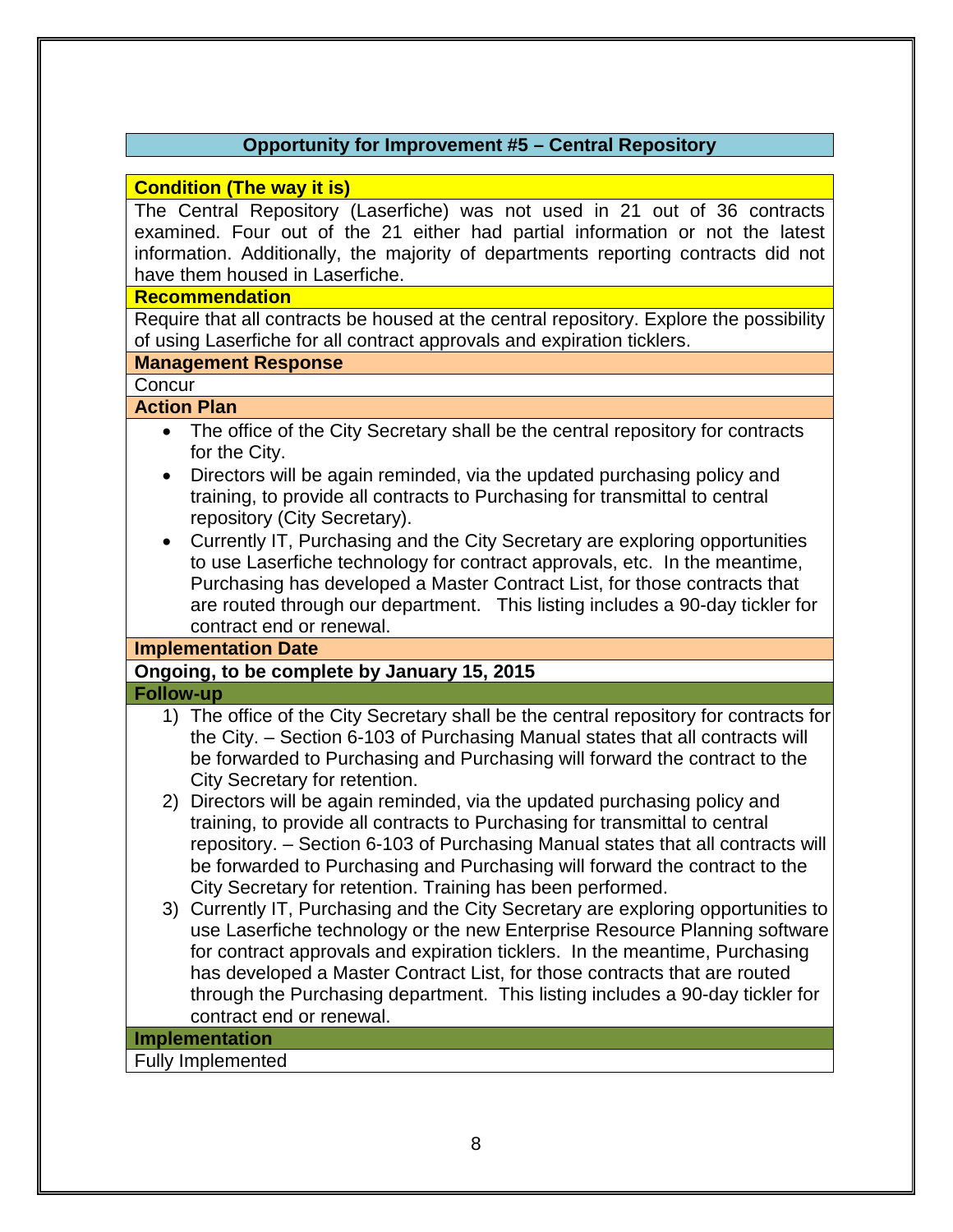## Opportunity for Improvement #5 – Central Repository

**Condition (The way it is)**

The Central Repository (Laserfiche) was not used in 21 out of 36 contracts examined. Four out of the 21 either had partial information or not the latest information. Additionally, the majority of departments reporting contracts did not have them housed in Laserfiche.

**Recommendation**

Require that all contracts be housed at the central repository. Explore the possibility of using Laserfiche for all contract approvals and expiration ticklers.

**Management Response**

Concur

**Action Plan**

- The office of the City Secretary shall be the central repository for contracts for the City.
- Directors will be again reminded, via the updated purchasing policy and training, to provide all contracts to Purchasing for transmittal to central repository (City Secretary).
- Currently IT, Purchasing and the City Secretary are exploring opportunities to use Laserfiche technology for contract approvals, etc. In the meantime, Purchasing has developed a Master Contract List, for those contracts that are routed through our department. This listing includes a 90-day tickler for contract end or renewal.

**Implementation Date**

**Ongoing, to be complete by January 15, 2015**

**Follow-up**

1) The office of the City Secretary shall be the central repository for contracts for the City. – Section 6-103 of Purchasing Manual states that all contracts will be forwarded to Purchasing and Purchasing will forward the contract to the City Secretary for retention.
2) Directors will be again reminded, via the updated purchasing policy and training, to provide all contracts to Purchasing for transmittal to central repository. – Section 6-103 of Purchasing Manual states that all contracts will be forwarded to Purchasing and Purchasing will forward the contract to the City Secretary for retention. Training has been performed.
3) Currently IT, Purchasing and the City Secretary are exploring opportunities to use Laserfiche technology or the new Enterprise Resource Planning software for contract approvals and expiration ticklers. In the meantime, Purchasing has developed a Master Contract List, for those contracts that are routed through the Purchasing department. This listing includes a 90-day tickler for contract end or renewal.

**Implementation**

Fully Implemented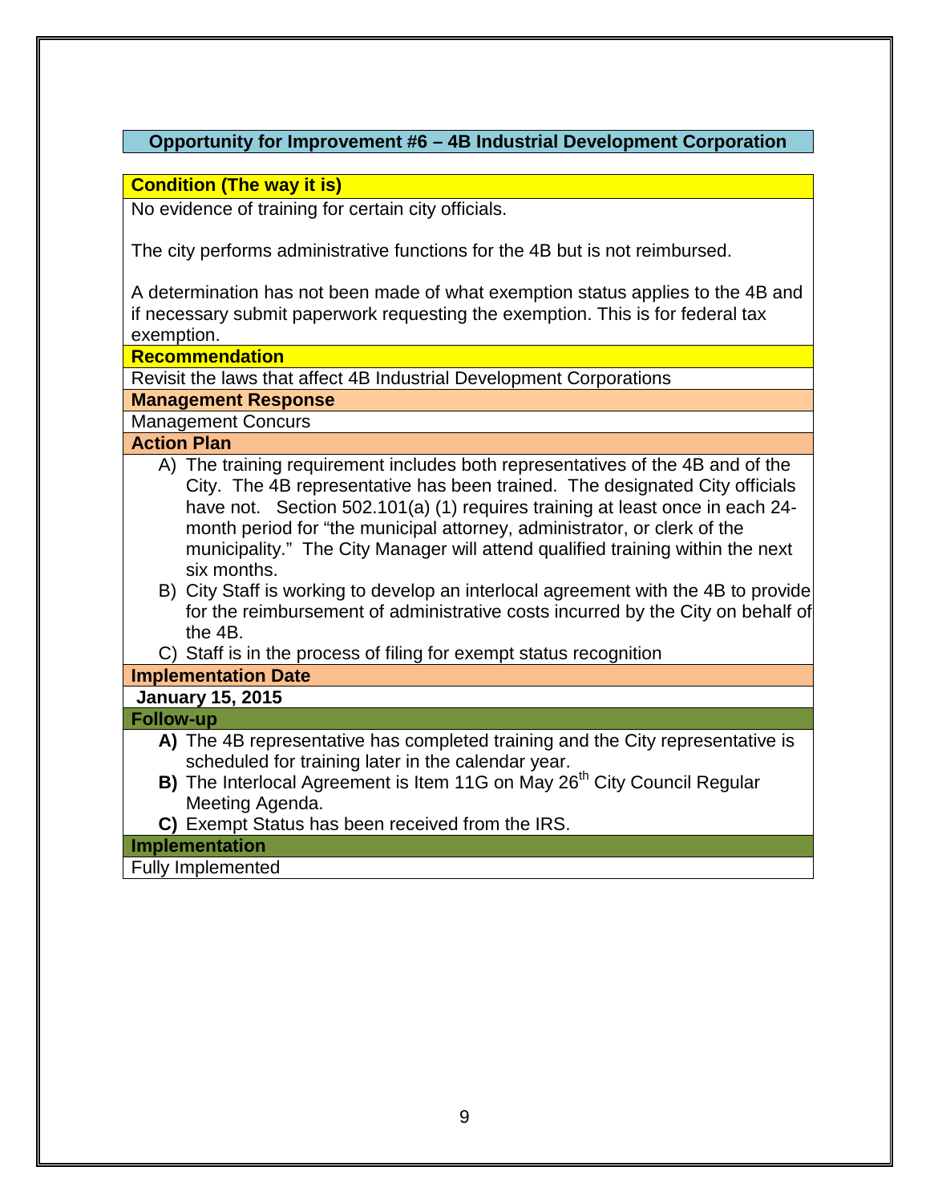## Opportunity for Improvement #6 – 4B Industrial Development Corporation

**Condition (The way it is)**

No evidence of training for certain city officials.

The city performs administrative functions for the 4B but is not reimbursed.

A determination has not been made of what exemption status applies to the 4B and if necessary submit paperwork requesting the exemption. This is for federal tax exemption.

**Recommendation**

Revisit the laws that affect 4B Industrial Development Corporations

**Management Response**

Management Concurs

**Action Plan**

A) The training requirement includes both representatives of the 4B and of the City. The 4B representative has been trained. The designated City officials have not. Section 502.101(a) (1) requires training at least once in each 24-month period for "the municipal attorney, administrator, or clerk of the municipality." The City Manager will attend qualified training within the next six months.

B) City Staff is working to develop an interlocal agreement with the 4B to provide for the reimbursement of administrative costs incurred by the City on behalf of the 4B.

C) Staff is in the process of filing for exempt status recognition

**Implementation Date**

**January 15, 2015**

**Follow-up**

**A)** The 4B representative has completed training and the City representative is scheduled for training later in the calendar year.

**B)** The Interlocal Agreement is Item 11G on May 26th City Council Regular Meeting Agenda.

**C)** Exempt Status has been received from the IRS.

**Implementation**

Fully Implemented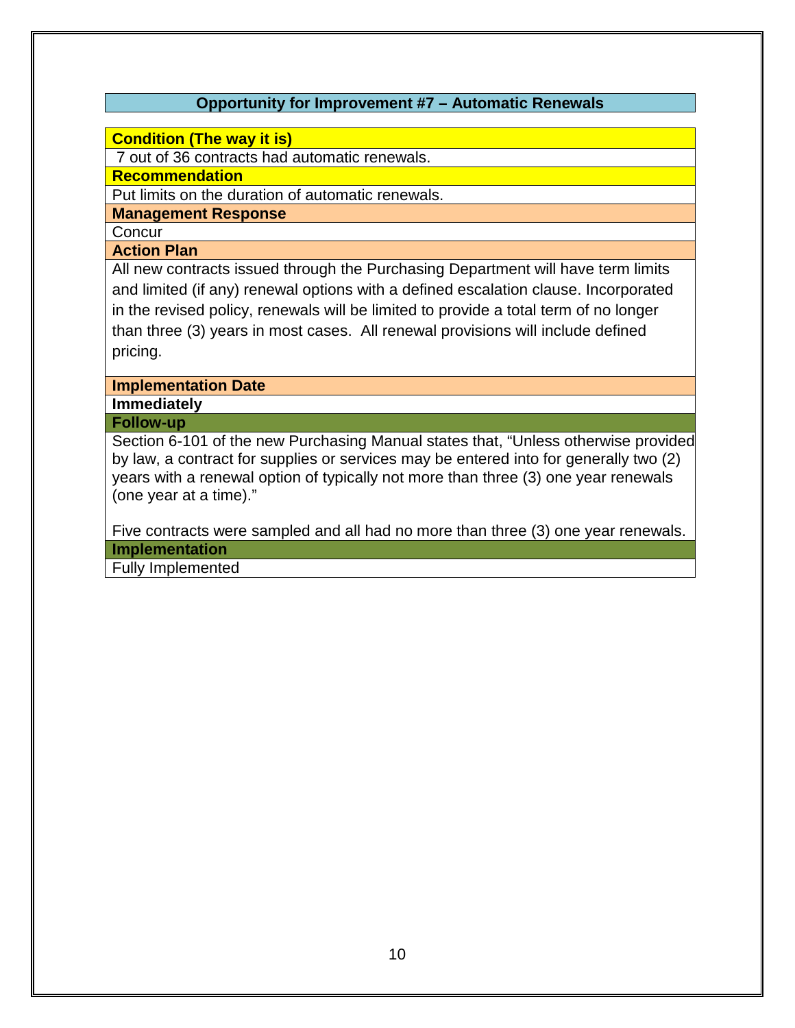## Opportunity for Improvement #7 – Automatic Renewals

**Condition (The way it is)**

7 out of 36 contracts had automatic renewals.

**Recommendation**

Put limits on the duration of automatic renewals.

**Management Response**

Concur

**Action Plan**

All new contracts issued through the Purchasing Department will have term limits and limited (if any) renewal options with a defined escalation clause. Incorporated in the revised policy, renewals will be limited to provide a total term of no longer than three (3) years in most cases. All renewal provisions will include defined pricing.

**Implementation Date**

**Immediately**

**Follow-up**

Section 6-101 of the new Purchasing Manual states that, "Unless otherwise provided by law, a contract for supplies or services may be entered into for generally two (2) years with a renewal option of typically not more than three (3) one year renewals (one year at a time)."

Five contracts were sampled and all had no more than three (3) one year renewals.

**Implementation**

Fully Implemented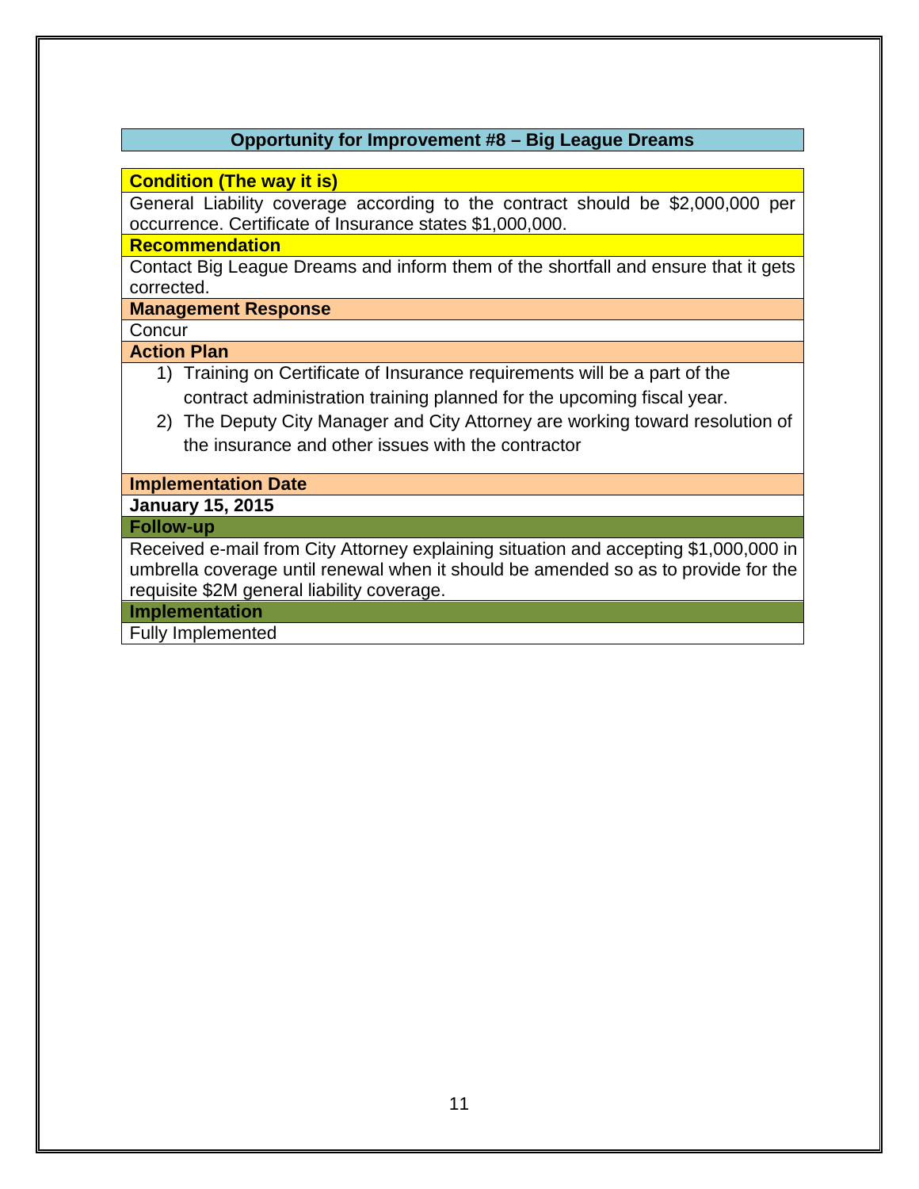## Opportunity for Improvement #8 – Big League Dreams

**Condition (The way it is)**

General Liability coverage according to the contract should be $2,000,000 per occurrence. Certificate of Insurance states $1,000,000.

**Recommendation**

Contact Big League Dreams and inform them of the shortfall and ensure that it gets corrected.

**Management Response**

Concur

**Action Plan**

1) Training on Certificate of Insurance requirements will be a part of the contract administration training planned for the upcoming fiscal year.
2) The Deputy City Manager and City Attorney are working toward resolution of the insurance and other issues with the contractor

**Implementation Date**

**January 15, 2015**

**Follow-up**

Received e-mail from City Attorney explaining situation and accepting $1,000,000 in umbrella coverage until renewal when it should be amended so as to provide for the requisite $2M general liability coverage.

**Implementation**

Fully Implemented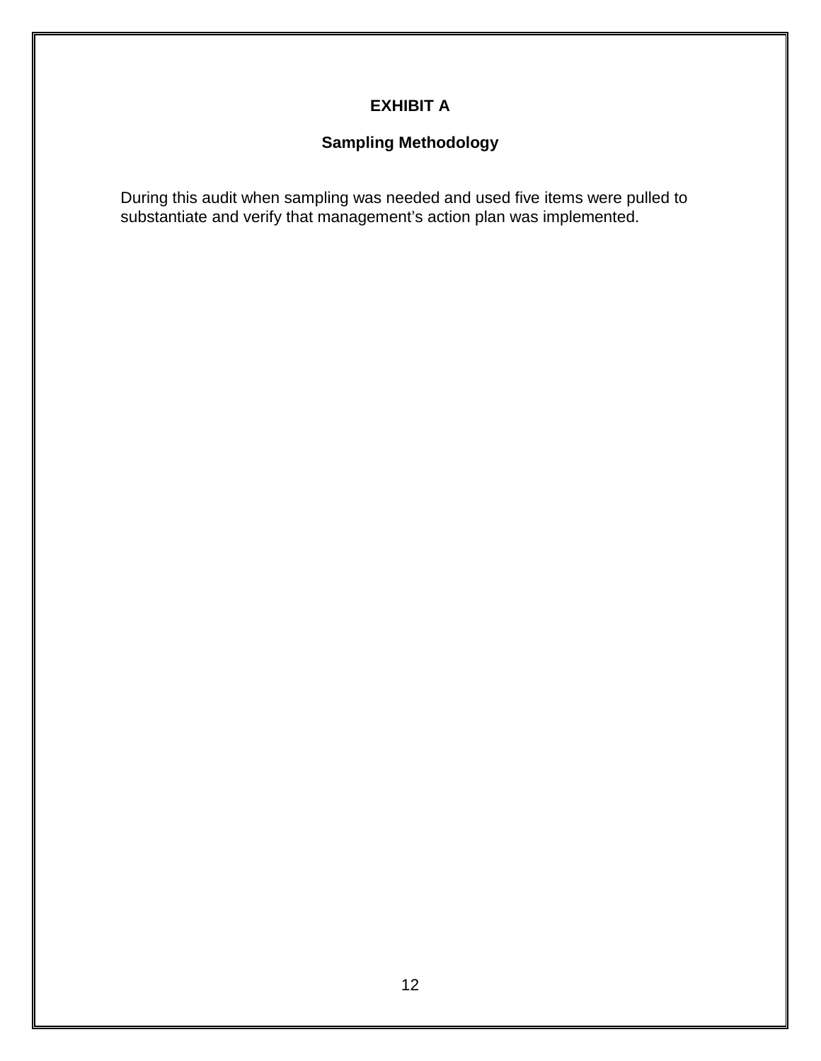## EXHIBIT A

### Sampling Methodology

During this audit when sampling was needed and used five items were pulled to substantiate and verify that management's action plan was implemented.